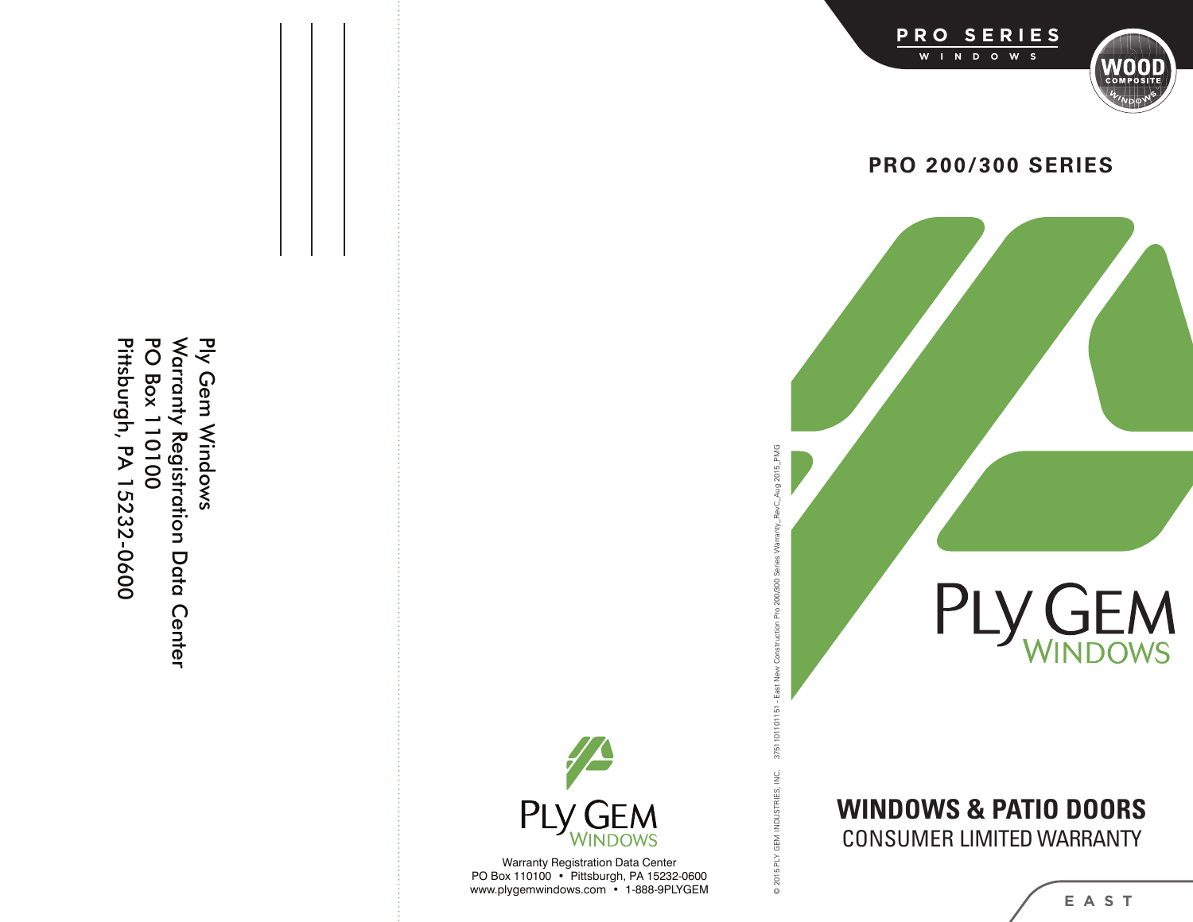Ply Gem Windows
Warranty Registration Data Center
PO Box 110100
Pittsburgh, PA 15232-0600

PLY GEM WINDOWS

Warranty Registration Data Center
PO Box 110100 • Pittsburgh, PA 15232-0600
www.plygemwindows.com • 1-888-9PLYGEM

© 2015 PLY GEM INDUSTRIES, INC. 3751101101151 - East New Construction Pro 200/300 Series Warranty_RevC_Aug 2015_PMG

PRO SERIES WINDOWS

WOOD COMPOSITE WINDOWS

## PRO 200/300 SERIES

PLY GEM WINDOWS

# WINDOWS & PATIO DOORS

## CONSUMER LIMITED WARRANTY

EAST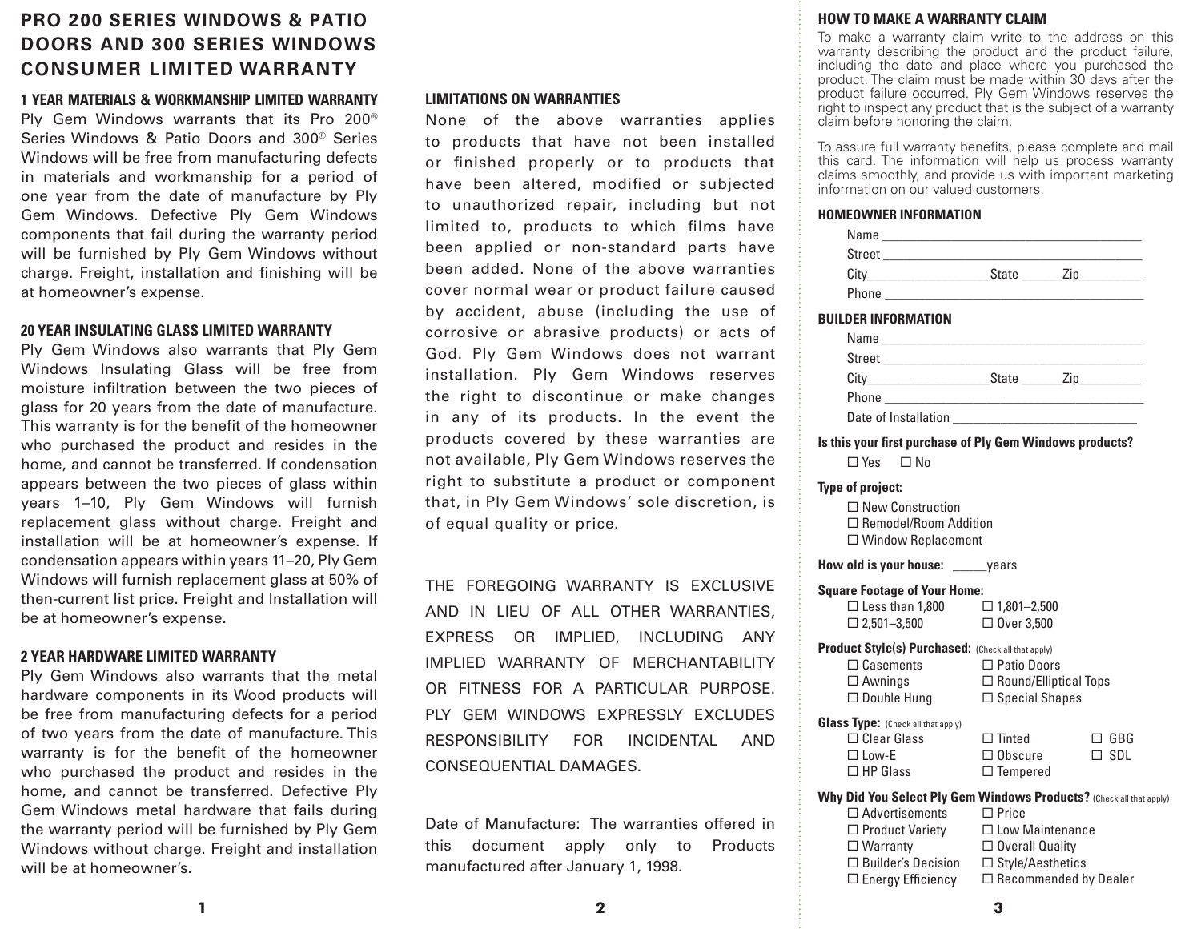# PRO 200 SERIES WINDOWS & PATIO DOORS AND 300 SERIES WINDOWS CONSUMER LIMITED WARRANTY

**1 YEAR MATERIALS & WORKMANSHIP LIMITED WARRANTY**

Ply Gem Windows warrants that its Pro 200® Series Windows & Patio Doors and 300® Series Windows will be free from manufacturing defects in materials and workmanship for a period of one year from the date of manufacture by Ply Gem Windows. Defective Ply Gem Windows components that fail during the warranty period will be furnished by Ply Gem Windows without charge. Freight, installation and finishing will be at homeowner's expense.

**20 YEAR INSULATING GLASS LIMITED WARRANTY**

Ply Gem Windows also warrants that Ply Gem Windows Insulating Glass will be free from moisture infiltration between the two pieces of glass for 20 years from the date of manufacture. This warranty is for the benefit of the homeowner who purchased the product and resides in the home, and cannot be transferred. If condensation appears between the two pieces of glass within years 1–10, Ply Gem Windows will furnish replacement glass without charge. Freight and installation will be at homeowner's expense. If condensation appears within years 11–20, Ply Gem Windows will furnish replacement glass at 50% of then-current list price. Freight and Installation will be at homeowner's expense.

**2 YEAR HARDWARE LIMITED WARRANTY**

Ply Gem Windows also warrants that the metal hardware components in its Wood products will be free from manufacturing defects for a period of two years from the date of manufacture. This warranty is for the benefit of the homeowner who purchased the product and resides in the home, and cannot be transferred. Defective Ply Gem Windows metal hardware that fails during the warranty period will be furnished by Ply Gem Windows without charge. Freight and installation will be at homeowner's.

**LIMITATIONS ON WARRANTIES**

None of the above warranties applies to products that have not been installed or finished properly or to products that have been altered, modified or subjected to unauthorized repair, including but not limited to, products to which films have been applied or non-standard parts have been added. None of the above warranties cover normal wear or product failure caused by accident, abuse (including the use of corrosive or abrasive products) or acts of God. Ply Gem Windows does not warrant installation. Ply Gem Windows reserves the right to discontinue or make changes in any of its products. In the event the products covered by these warranties are not available, Ply Gem Windows reserves the right to substitute a product or component that, in Ply Gem Windows' sole discretion, is of equal quality or price.

THE FOREGOING WARRANTY IS EXCLUSIVE AND IN LIEU OF ALL OTHER WARRANTIES, EXPRESS OR IMPLIED, INCLUDING ANY IMPLIED WARRANTY OF MERCHANTABILITY OR FITNESS FOR A PARTICULAR PURPOSE. PLY GEM WINDOWS EXPRESSLY EXCLUDES RESPONSIBILITY FOR INCIDENTAL AND CONSEQUENTIAL DAMAGES.

Date of Manufacture: The warranties offered in this document apply only to Products manufactured after January 1, 1998.

**HOW TO MAKE A WARRANTY CLAIM**

To make a warranty claim write to the address on this warranty describing the product and the product failure, including the date and place where you purchased the product. The claim must be made within 30 days after the product failure occurred. Ply Gem Windows reserves the right to inspect any product that is the subject of a warranty claim before honoring the claim.

To assure full warranty benefits, please complete and mail this card. The information will help us process warranty claims smoothly, and provide us with important marketing information on our valued customers.

**HOMEOWNER INFORMATION**

Name ________________________________

Street ________________________________

City________________State ______Zip_________

Phone ________________________________

**BUILDER INFORMATION**

Name ________________________________

Street ________________________________

City________________State ______Zip_________

Phone ________________________________

Date of Installation ________________________

**Is this your first purchase of Ply Gem Windows products?**

☐ Yes ☐ No

**Type of project:**

☐ New Construction
☐ Remodel/Room Addition
☐ Window Replacement

**How old is your house:** _____years

**Square Footage of Your Home:**

☐ Less than 1,800 ☐ 1,801–2,500
☐ 2,501–3,500 ☐ Over 3,500

**Product Style(s) Purchased:** (Check all that apply)

☐ Casements ☐ Patio Doors
☐ Awnings ☐ Round/Elliptical Tops
☐ Double Hung ☐ Special Shapes

**Glass Type:** (Check all that apply)

☐ Clear Glass ☐ Tinted ☐ GBG
☐ Low-E ☐ Obscure ☐ SDL
☐ HP Glass ☐ Tempered

**Why Did You Select Ply Gem Windows Products?** (Check all that apply)

☐ Advertisements ☐ Price
☐ Product Variety ☐ Low Maintenance
☐ Warranty ☐ Overall Quality
☐ Builder's Decision ☐ Style/Aesthetics
☐ Energy Efficiency ☐ Recommended by Dealer